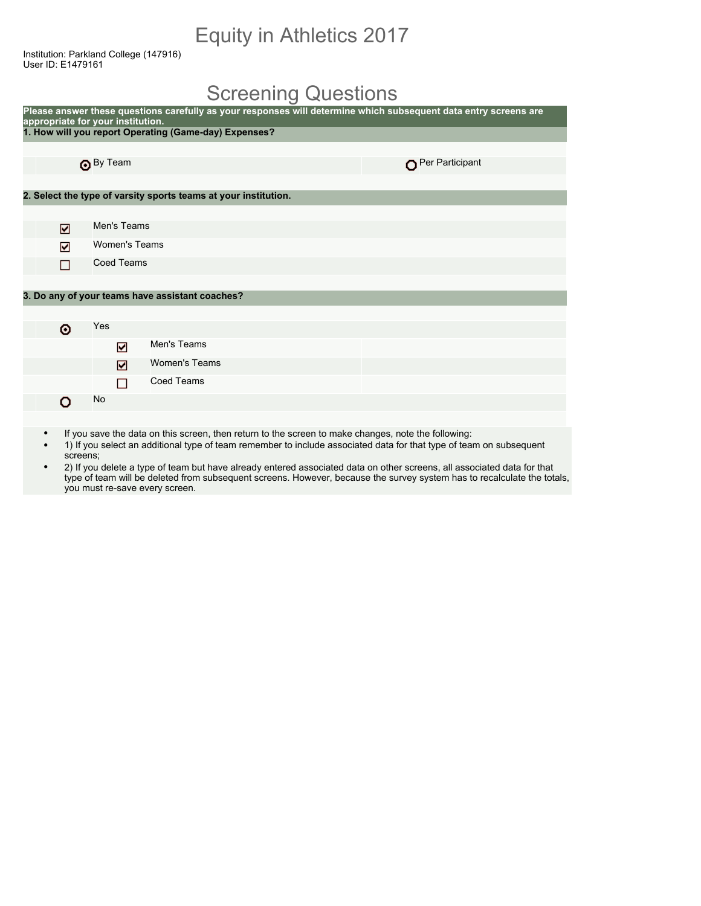# Equity in Athletics 2017

Institution: Parkland College (147916)
User ID: E1479161

## Screening Questions

**Please answer these questions carefully as your responses will determine which subsequent data entry screens are appropriate for your institution.**

**1. How will you report Operating (Game-day) Expenses?**

- (●) By Team
- ( ) Per Participant

**2. Select the type of varsity sports teams at your institution.**

- [x] Men's Teams
- [x] Women's Teams
- [ ] Coed Teams

**3. Do any of your teams have assistant coaches?**

- (●) Yes
  - [x] Men's Teams
  - [x] Women's Teams
  - [ ] Coed Teams
- ( ) No

- If you save the data on this screen, then return to the screen to make changes, note the following:
- 1) If you select an additional type of team remember to include associated data for that type of team on subsequent screens;
- 2) If you delete a type of team but have already entered associated data on other screens, all associated data for that type of team will be deleted from subsequent screens. However, because the survey system has to recalculate the totals, you must re-save every screen.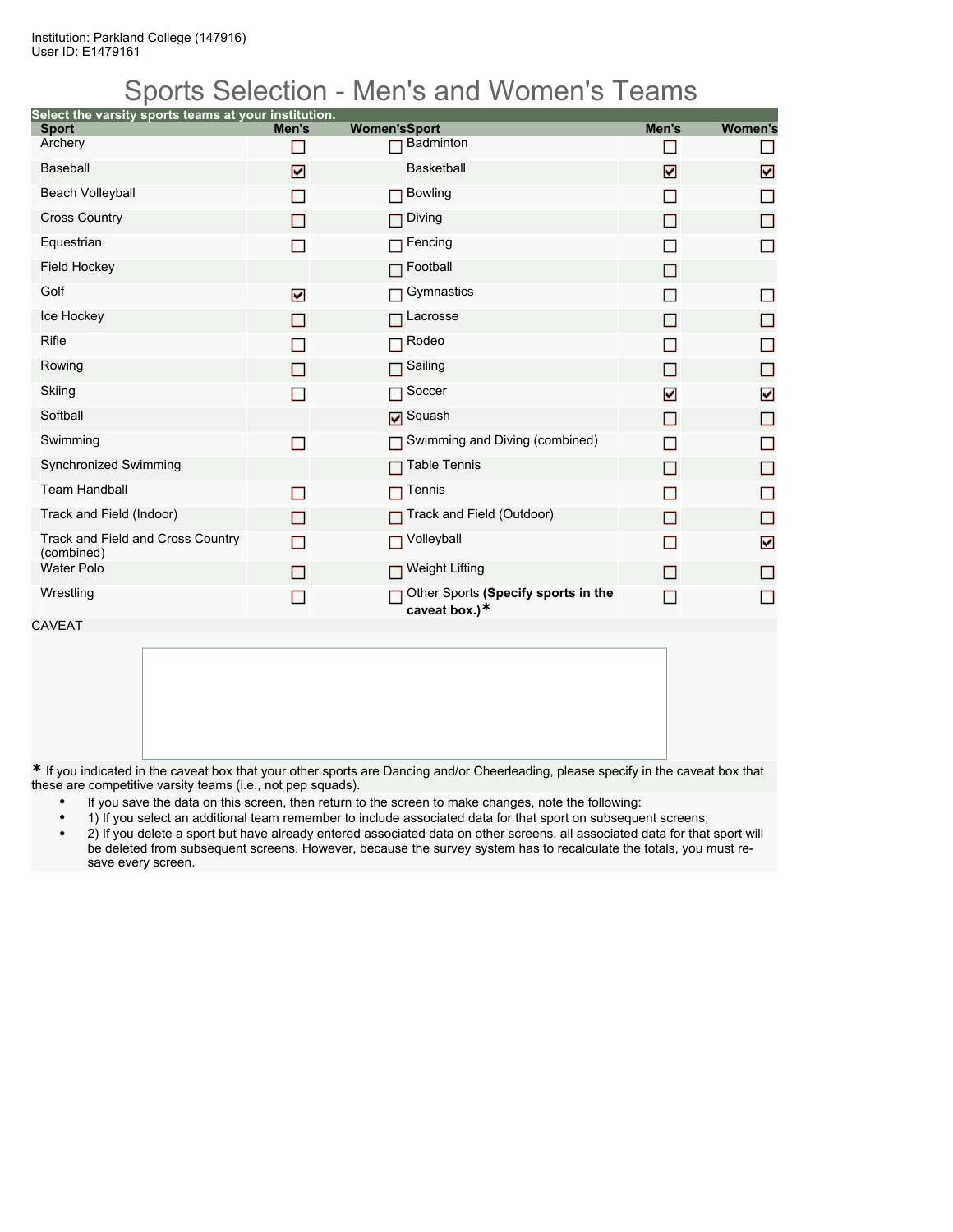Institution: Parkland College (147916)
User ID: E1479161

# Sports Selection - Men's and Women's Teams

**Select the varsity sports teams at your institution.**

| Sport | Men's | Women's | Sport | Men's | Women's |
|---|---|---|---|---|---|
| Archery | ☐ | ☐ | Badminton | ☐ | ☐ |
| Baseball | ☑ | | Basketball | ☑ | ☑ |
| Beach Volleyball | ☐ | ☐ | Bowling | ☐ | ☐ |
| Cross Country | ☐ | ☐ | Diving | ☐ | ☐ |
| Equestrian | ☐ | ☐ | Fencing | ☐ | ☐ |
| Field Hockey | | ☐ | Football | ☐ | |
| Golf | ☑ | ☐ | Gymnastics | ☐ | ☐ |
| Ice Hockey | ☐ | ☐ | Lacrosse | ☐ | ☐ |
| Rifle | ☐ | ☐ | Rodeo | ☐ | ☐ |
| Rowing | ☐ | ☐ | Sailing | ☐ | ☐ |
| Skiing | ☐ | ☐ | Soccer | ☑ | ☑ |
| Softball | | ☑ | Squash | ☐ | ☐ |
| Swimming | ☐ | ☐ | Swimming and Diving (combined) | ☐ | ☐ |
| Synchronized Swimming | | ☐ | Table Tennis | ☐ | ☐ |
| Team Handball | ☐ | ☐ | Tennis | ☐ | ☐ |
| Track and Field (Indoor) | ☐ | ☐ | Track and Field (Outdoor) | ☐ | ☐ |
| Track and Field and Cross Country (combined) | ☐ | ☐ | Volleyball | ☐ | ☑ |
| Water Polo | ☐ | ☐ | Weight Lifting | ☐ | ☐ |
| Wrestling | ☐ | ☐ | Other Sports **(Specify sports in the caveat box.)*** | ☐ | ☐ |

CAVEAT

\* If you indicated in the caveat box that your other sports are Dancing and/or Cheerleading, please specify in the caveat box that these are competitive varsity teams (i.e., not pep squads).

- If you save the data on this screen, then return to the screen to make changes, note the following:
- 1) If you select an additional team remember to include associated data for that sport on subsequent screens;
- 2) If you delete a sport but have already entered associated data on other screens, all associated data for that sport will be deleted from subsequent screens. However, because the survey system has to recalculate the totals, you must re-save every screen.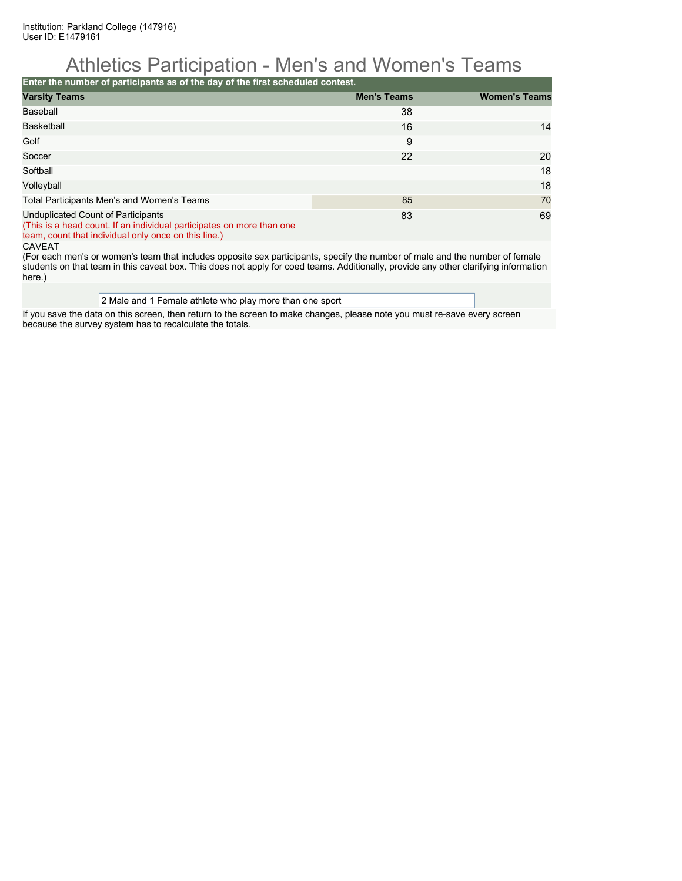Institution: Parkland College (147916)
User ID: E1479161

# Athletics Participation - Men's and Women's Teams

**Enter the number of participants as of the day of the first scheduled contest.**

| Varsity Teams | Men's Teams | Women's Teams |
|---|---|---|
| Baseball | 38 | |
| Basketball | 16 | 14 |
| Golf | 9 | |
| Soccer | 22 | 20 |
| Softball | | 18 |
| Volleyball | | 18 |
| Total Participants Men's and Women's Teams | 85 | 70 |
| Unduplicated Count of Participants (This is a head count. If an individual participates on more than one team, count that individual only once on this line.) | 83 | 69 |

CAVEAT
(For each men's or women's team that includes opposite sex participants, specify the number of male and the number of female students on that team in this caveat box. This does not apply for coed teams. Additionally, provide any other clarifying information here.)

2 Male and 1 Female athlete who play more than one sport

If you save the data on this screen, then return to the screen to make changes, please note you must re-save every screen because the survey system has to recalculate the totals.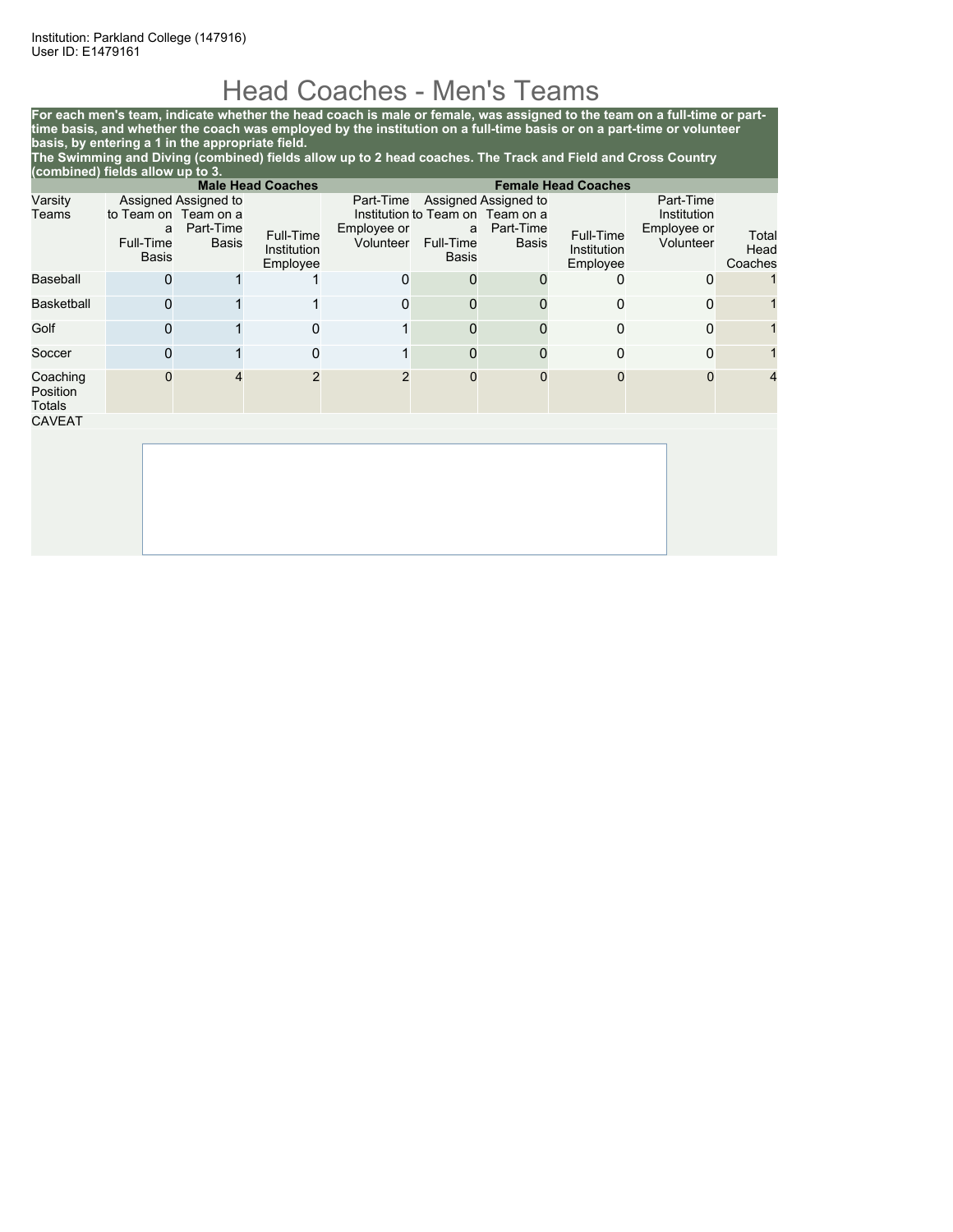Institution: Parkland College (147916)
User ID: E1479161

# Head Coaches - Men's Teams

**For each men's team, indicate whether the head coach is male or female, was assigned to the team on a full-time or part-time basis, and whether the coach was employed by the institution on a full-time basis or on a part-time or volunteer basis, by entering a 1 in the appropriate field.**
**The Swimming and Diving (combined) fields allow up to 2 head coaches. The Track and Field and Cross Country (combined) fields allow up to 3.**

| | Male Head Coaches | | | | Female Head Coaches | | | | |
|---|---|---|---|---|---|---|---|---|---|
| Varsity Teams | Assigned to Team on a Full-Time Basis | Assigned to Team on a Part-Time Basis | Full-Time Institution Employee | Part-Time Institution Employee or Volunteer | Assigned to Team on a Full-Time Basis | Assigned to Team on a Part-Time Basis | Full-Time Institution Employee | Part-Time Institution Employee or Volunteer | Total Head Coaches |
| Baseball | 0 | 1 | 1 | 0 | 0 | 0 | 0 | 0 | 1 |
| Basketball | 0 | 1 | 1 | 0 | 0 | 0 | 0 | 0 | 1 |
| Golf | 0 | 1 | 0 | 1 | 0 | 0 | 0 | 0 | 1 |
| Soccer | 0 | 1 | 0 | 1 | 0 | 0 | 0 | 0 | 1 |
| Coaching Position Totals | 0 | 4 | 2 | 2 | 0 | 0 | 0 | 0 | 4 |

CAVEAT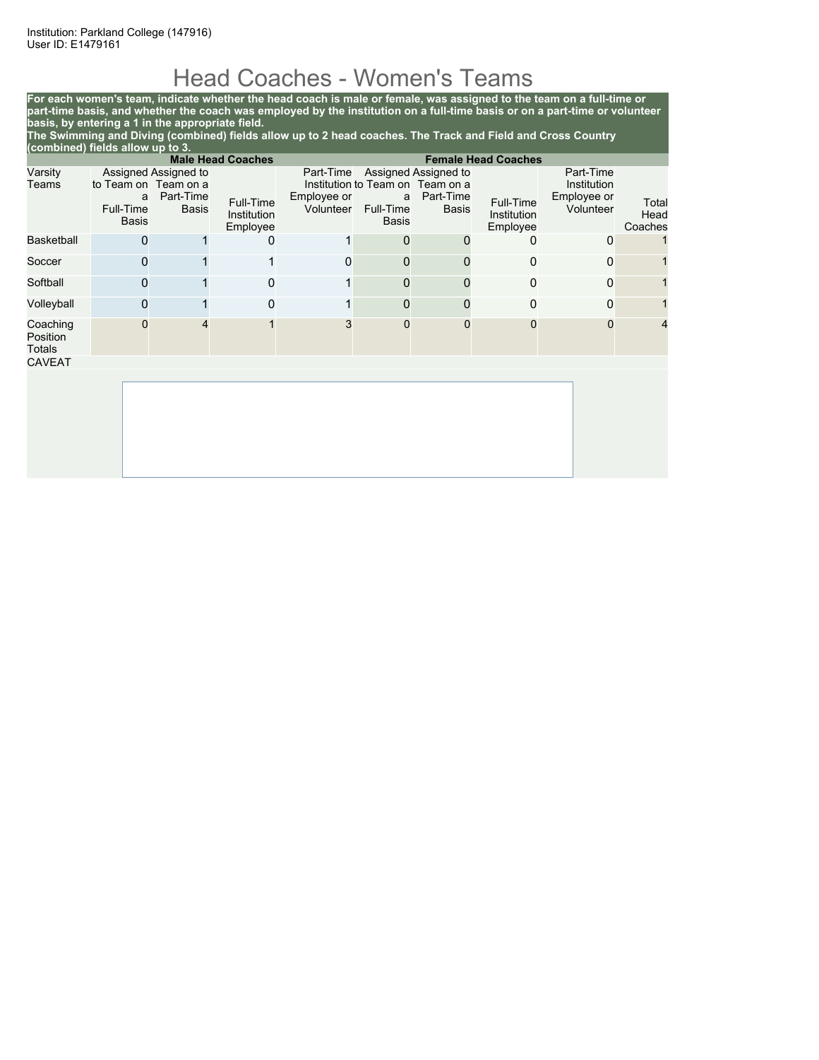Institution: Parkland College (147916)
User ID: E1479161

# Head Coaches - Women's Teams

**For each women's team, indicate whether the head coach is male or female, was assigned to the team on a full-time or part-time basis, and whether the coach was employed by the institution on a full-time basis or on a part-time or volunteer basis, by entering a 1 in the appropriate field.**
**The Swimming and Diving (combined) fields allow up to 2 head coaches. The Track and Field and Cross Country (combined) fields allow up to 3.**

| | Male Head Coaches | | | | Female Head Coaches | | | | |
|---|---|---|---|---|---|---|---|---|---|
| Varsity Teams | Assigned to Team on a Full-Time Basis | Assigned to Team on a Part-Time Basis | Full-Time Institution Employee | Part-Time Institution Employee or Volunteer | Assigned to Team on a Full-Time Basis | Assigned to Team on a Part-Time Basis | Full-Time Institution Employee | Part-Time Institution Employee or Volunteer | Total Head Coaches |
| Basketball | 0 | 1 | 0 | 1 | 0 | 0 | 0 | 0 | 1 |
| Soccer | 0 | 1 | 1 | 0 | 0 | 0 | 0 | 0 | 1 |
| Softball | 0 | 1 | 0 | 1 | 0 | 0 | 0 | 0 | 1 |
| Volleyball | 0 | 1 | 0 | 1 | 0 | 0 | 0 | 0 | 1 |
| Coaching Position Totals | 0 | 4 | 1 | 3 | 0 | 0 | 0 | 0 | 4 |

CAVEAT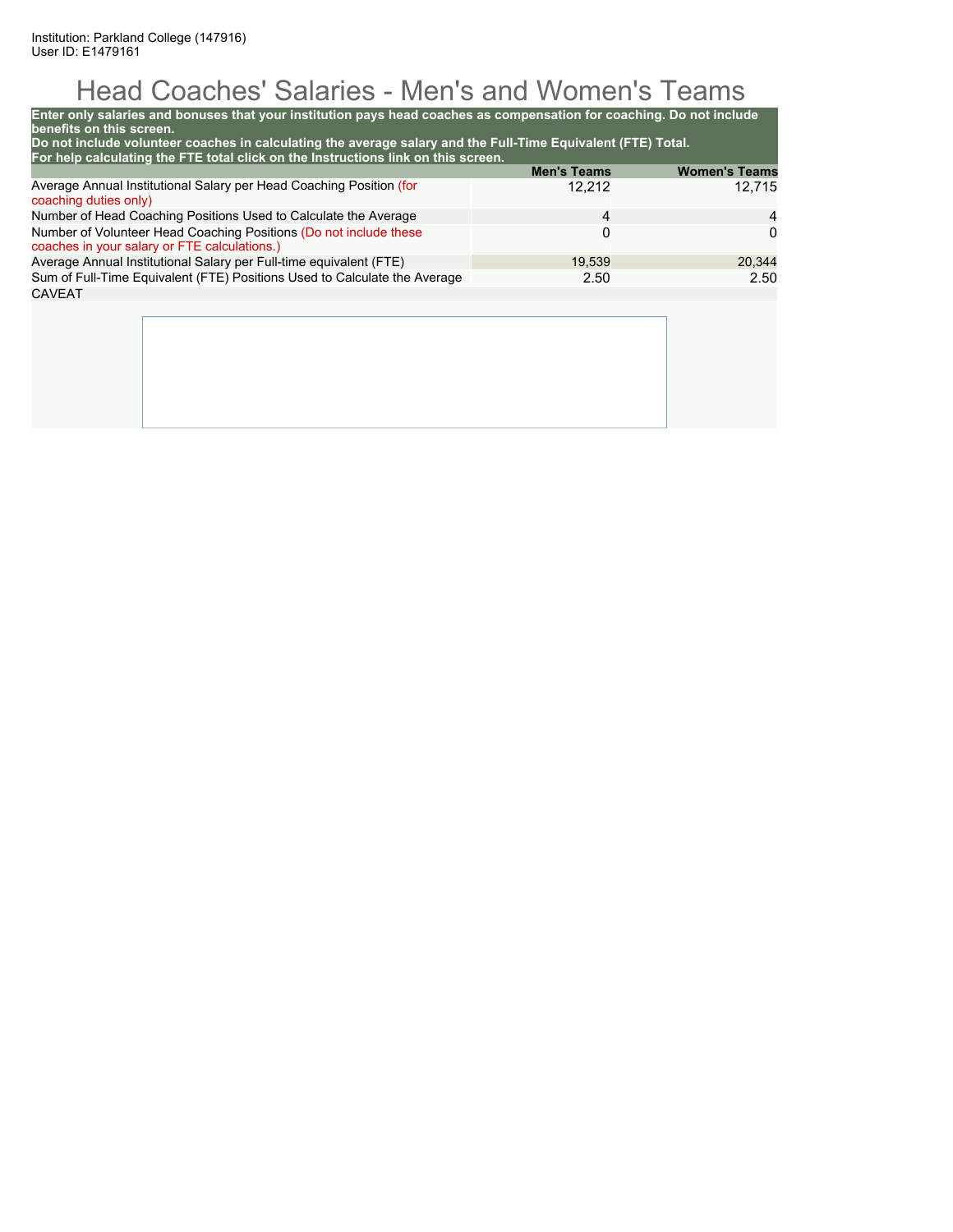Institution: Parkland College (147916)
User ID: E1479161

# Head Coaches' Salaries - Men's and Women's Teams

**Enter only salaries and bonuses that your institution pays head coaches as compensation for coaching. Do not include benefits on this screen.**
**Do not include volunteer coaches in calculating the average salary and the Full-Time Equivalent (FTE) Total.**
**For help calculating the FTE total click on the Instructions link on this screen.**

| | Men's Teams | Women's Teams |
|---|---|---|
| Average Annual Institutional Salary per Head Coaching Position (for coaching duties only) | 12,212 | 12,715 |
| Number of Head Coaching Positions Used to Calculate the Average | 4 | 4 |
| Number of Volunteer Head Coaching Positions (Do not include these coaches in your salary or FTE calculations.) | 0 | 0 |
| Average Annual Institutional Salary per Full-time equivalent (FTE) | 19,539 | 20,344 |
| Sum of Full-Time Equivalent (FTE) Positions Used to Calculate the Average | 2.50 | 2.50 |

CAVEAT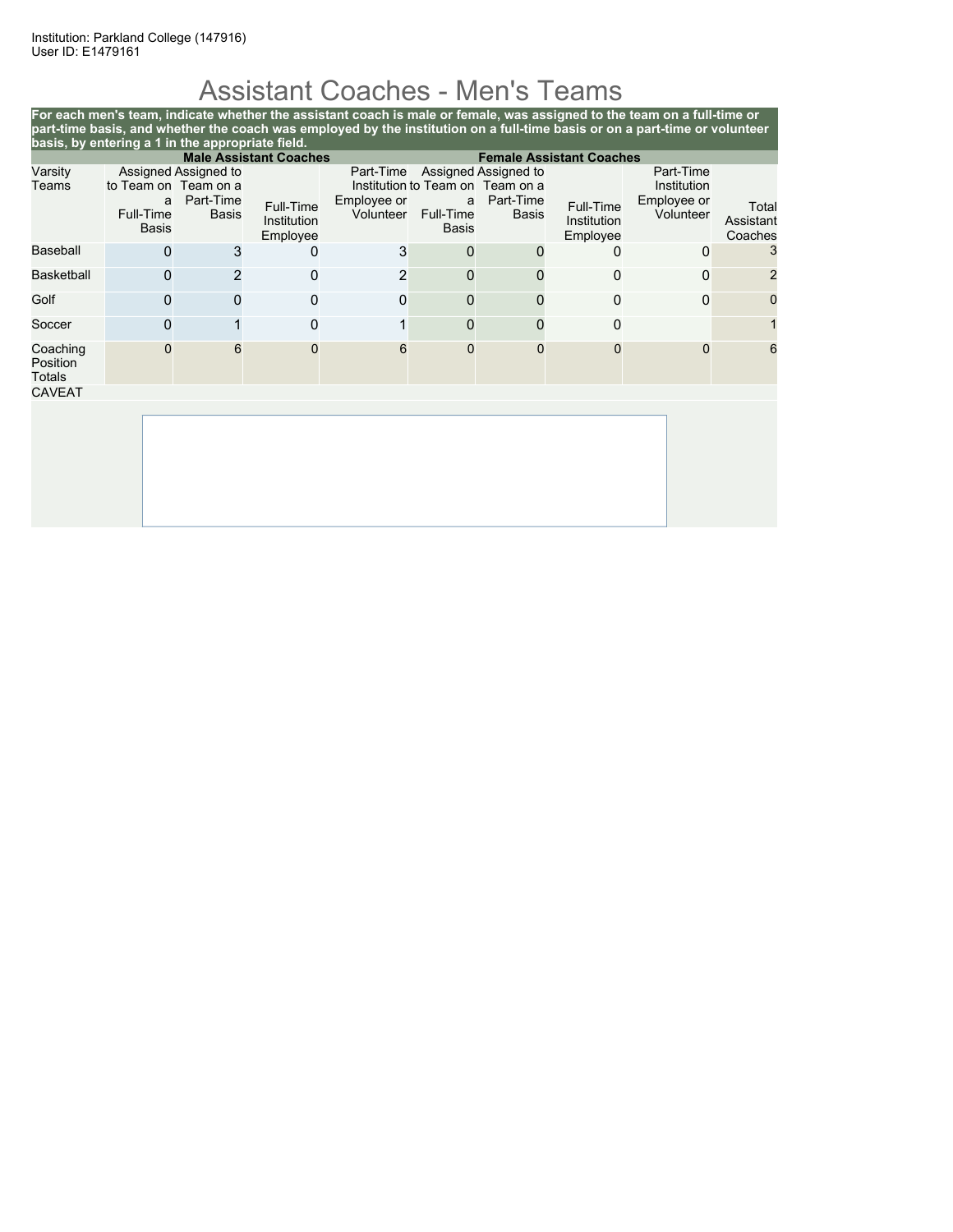Institution: Parkland College (147916)
User ID: E1479161

# Assistant Coaches - Men's Teams

**For each men's team, indicate whether the assistant coach is male or female, was assigned to the team on a full-time or part-time basis, and whether the coach was employed by the institution on a full-time basis or on a part-time or volunteer basis, by entering a 1 in the appropriate field.**

| | Male Assistant Coaches | | | | Female Assistant Coaches | | | | |
|---|---|---|---|---|---|---|---|---|---|
| Varsity Teams | Assigned to Team on a Full-Time Basis | Assigned to Team on a Part-Time Basis | Full-Time Institution Employee | Part-Time Institution Employee or Volunteer | Assigned to Team on a Full-Time Basis | Assigned to Team on a Part-Time Basis | Full-Time Institution Employee | Part-Time Institution Employee or Volunteer | Total Assistant Coaches |
| Baseball | 0 | 3 | 0 | 3 | 0 | 0 | 0 | 0 | 3 |
| Basketball | 0 | 2 | 0 | 2 | 0 | 0 | 0 | 0 | 2 |
| Golf | 0 | 0 | 0 | 0 | 0 | 0 | 0 | 0 | 0 |
| Soccer | 0 | 1 | 0 | 1 | 0 | 0 | 0 | | 1 |
| Coaching Position Totals | 0 | 6 | 0 | 6 | 0 | 0 | 0 | 0 | 6 |

CAVEAT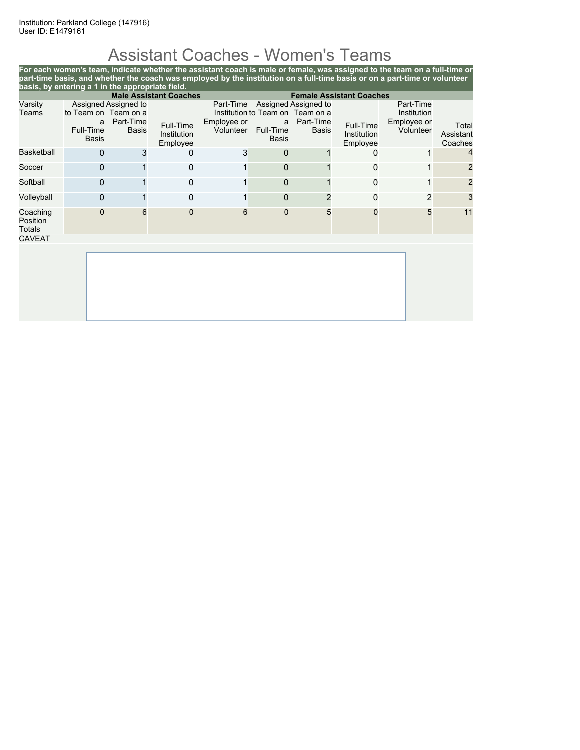Institution: Parkland College (147916)
User ID: E1479161

# Assistant Coaches - Women's Teams

**For each women's team, indicate whether the assistant coach is male or female, was assigned to the team on a full-time or part-time basis, and whether the coach was employed by the institution on a full-time basis or on a part-time or volunteer basis, by entering a 1 in the appropriate field.**

| | Male Assistant Coaches | | | | Female Assistant Coaches | | | | |
|---|---|---|---|---|---|---|---|---|---|
| Varsity Teams | Assigned to Team on a Full-Time Basis | Assigned to Team on a Part-Time Basis | Full-Time Institution Employee | Part-Time Institution Employee or Volunteer | Assigned to Team on a Full-Time Basis | Assigned to Team on a Part-Time Basis | Full-Time Institution Employee | Part-Time Institution Employee or Volunteer | Total Assistant Coaches |
| Basketball | 0 | 3 | 0 | 3 | 0 | 1 | 0 | 1 | 4 |
| Soccer | 0 | 1 | 0 | 1 | 0 | 1 | 0 | 1 | 2 |
| Softball | 0 | 1 | 0 | 1 | 0 | 1 | 0 | 1 | 2 |
| Volleyball | 0 | 1 | 0 | 1 | 0 | 2 | 0 | 2 | 3 |
| Coaching Position Totals | 0 | 6 | 0 | 6 | 0 | 5 | 0 | 5 | 11 |

CAVEAT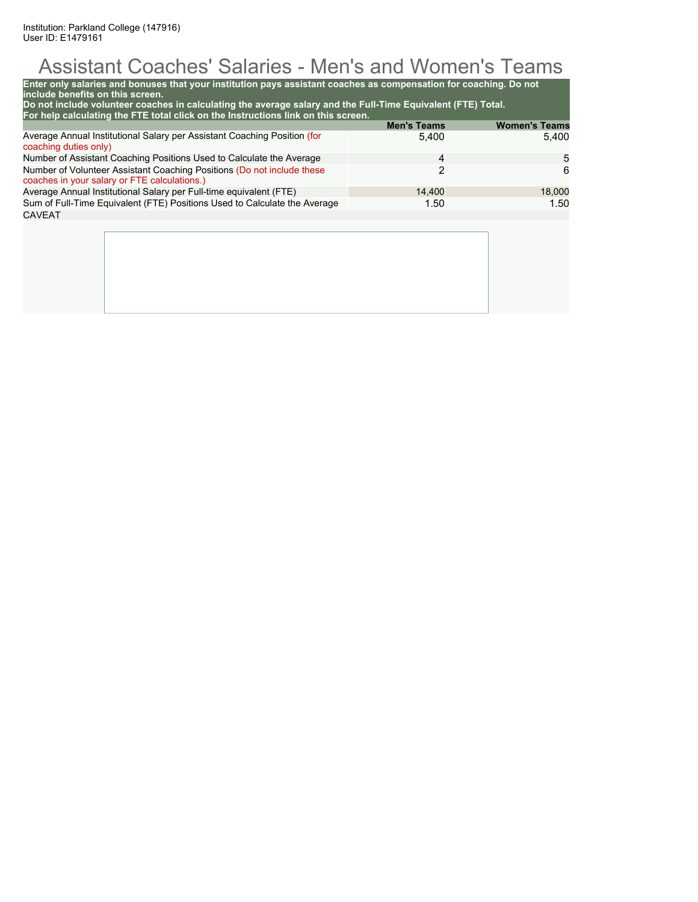Institution: Parkland College (147916)
User ID: E1479161

# Assistant Coaches' Salaries - Men's and Women's Teams

**Enter only salaries and bonuses that your institution pays assistant coaches as compensation for coaching. Do not include benefits on this screen.**
**Do not include volunteer coaches in calculating the average salary and the Full-Time Equivalent (FTE) Total.**
**For help calculating the FTE total click on the Instructions link on this screen.**

| | Men's Teams | Women's Teams |
|---|---|---|
| Average Annual Institutional Salary per Assistant Coaching Position (for coaching duties only) | 5,400 | 5,400 |
| Number of Assistant Coaching Positions Used to Calculate the Average | 4 | 5 |
| Number of Volunteer Assistant Coaching Positions (Do not include these coaches in your salary or FTE calculations.) | 2 | 6 |
| Average Annual Institutional Salary per Full-time equivalent (FTE) | 14,400 | 18,000 |
| Sum of Full-Time Equivalent (FTE) Positions Used to Calculate the Average | 1.50 | 1.50 |

CAVEAT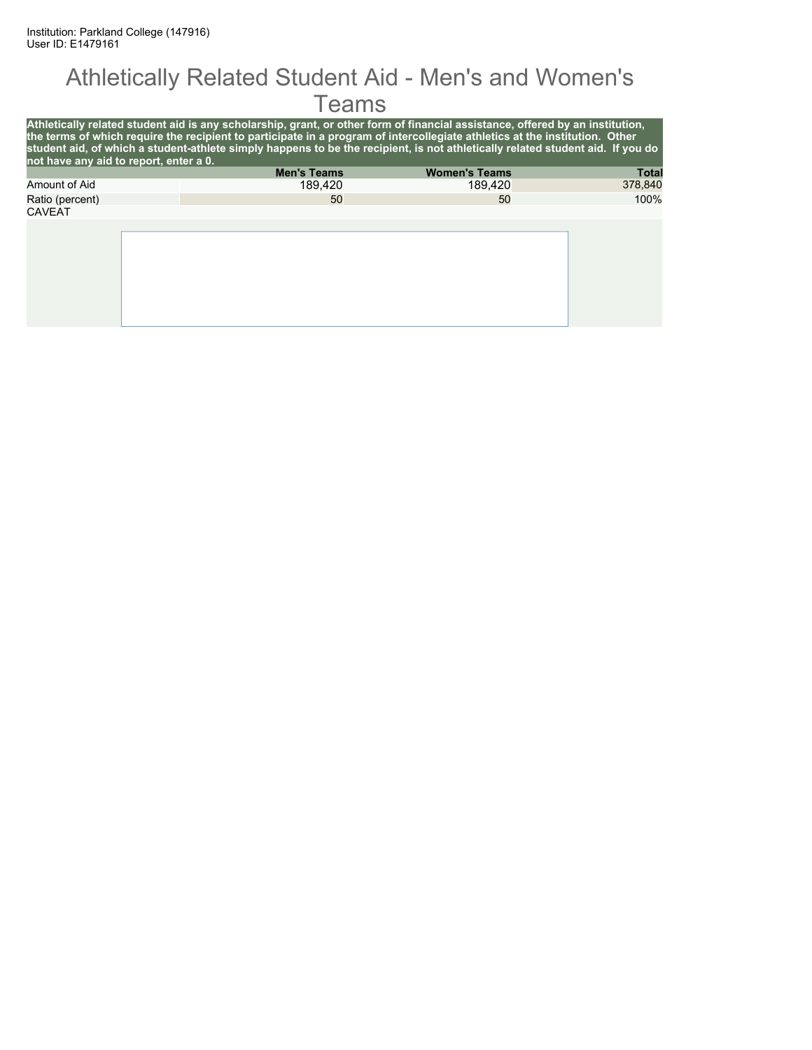Institution: Parkland College (147916)
User ID: E1479161

# Athletically Related Student Aid - Men's and Women's Teams

**Athletically related student aid is any scholarship, grant, or other form of financial assistance, offered by an institution, the terms of which require the recipient to participate in a program of intercollegiate athletics at the institution. Other student aid, of which a student-athlete simply happens to be the recipient, is not athletically related student aid. If you do not have any aid to report, enter a 0.**

| | Men's Teams | Women's Teams | Total |
|---|---|---|---|
| Amount of Aid | 189,420 | 189,420 | 378,840 |
| Ratio (percent) | 50 | 50 | 100% |

CAVEAT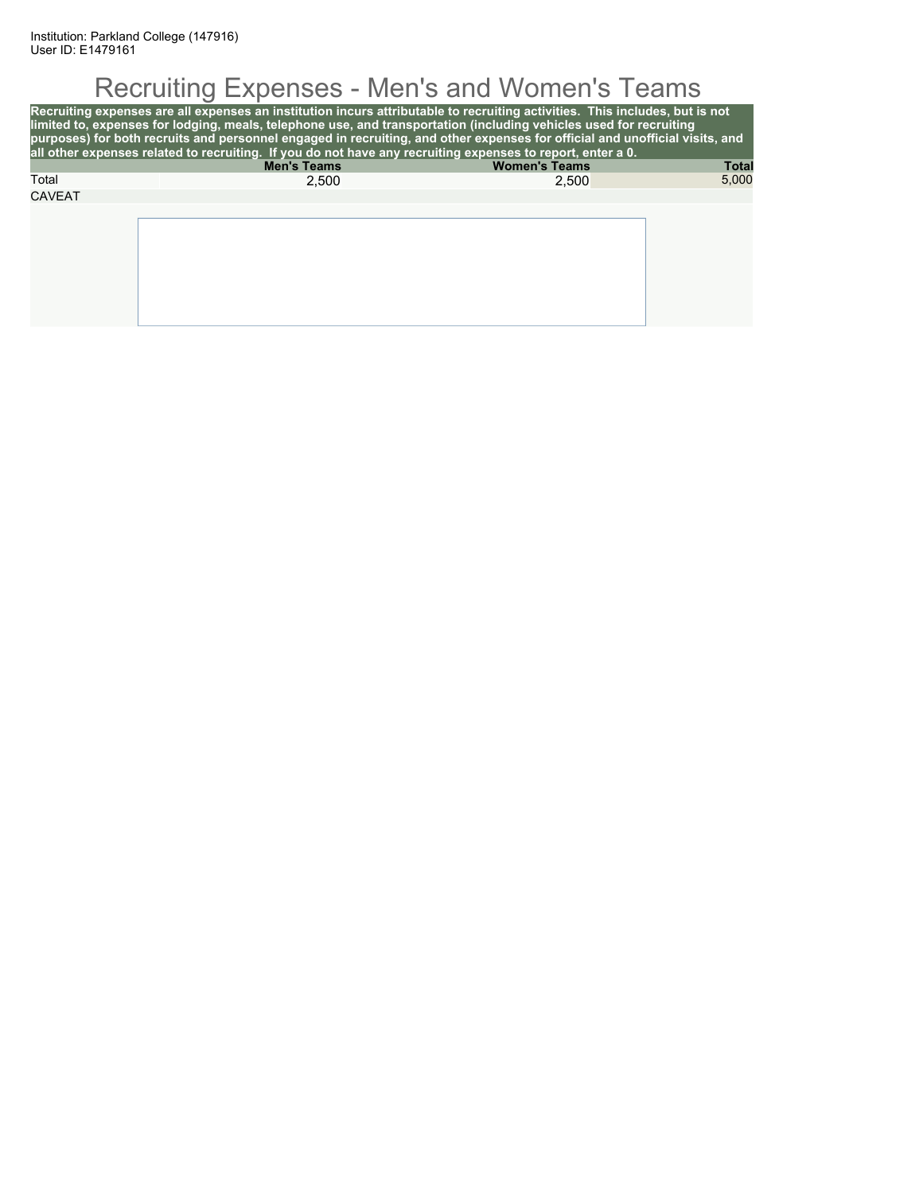Institution: Parkland College (147916)
User ID: E1479161

# Recruiting Expenses - Men's and Women's Teams

**Recruiting expenses are all expenses an institution incurs attributable to recruiting activities. This includes, but is not limited to, expenses for lodging, meals, telephone use, and transportation (including vehicles used for recruiting purposes) for both recruits and personnel engaged in recruiting, and other expenses for official and unofficial visits, and all other expenses related to recruiting. If you do not have any recruiting expenses to report, enter a 0.**

| | Men's Teams | Women's Teams | Total |
|---|---|---|---|
| Total | 2,500 | 2,500 | 5,000 |

CAVEAT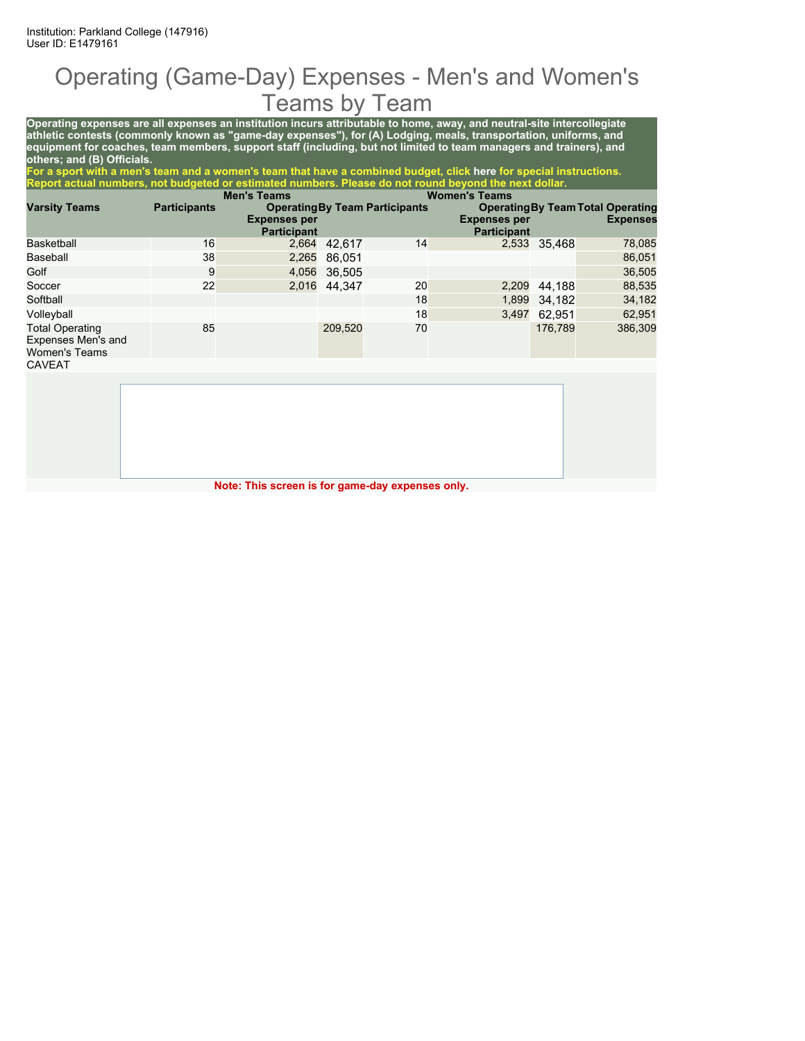Institution: Parkland College (147916)
User ID: E1479161

# Operating (Game-Day) Expenses - Men's and Women's Teams by Team

**Operating expenses are all expenses an institution incurs attributable to home, away, and neutral-site intercollegiate athletic contests (commonly known as "game-day expenses"), for (A) Lodging, meals, transportation, uniforms, and equipment for coaches, team members, support staff (including, but not limited to team managers and trainers), and others; and (B) Officials.**

**For a sport with a men's team and a women's team that have a combined budget, click here for special instructions.**
**Report actual numbers, not budgeted or estimated numbers. Please do not round beyond the next dollar.**

| | Men's Teams | | | Women's Teams | | | |
|---|---|---|---|---|---|---|---|
| Varsity Teams | Participants | Operating Expenses per Participant | By Team | Participants | Operating Expenses per Participant | By Team | Total Operating Expenses |
| Basketball | 16 | 2,664 | 42,617 | 14 | 2,533 | 35,468 | 78,085 |
| Baseball | 38 | 2,265 | 86,051 | | | | 86,051 |
| Golf | 9 | 4,056 | 36,505 | | | | 36,505 |
| Soccer | 22 | 2,016 | 44,347 | 20 | 2,209 | 44,188 | 88,535 |
| Softball | | | | 18 | 1,899 | 34,182 | 34,182 |
| Volleyball | | | | 18 | 3,497 | 62,951 | 62,951 |
| Total Operating Expenses Men's and Women's Teams | 85 | | 209,520 | 70 | | 176,789 | 386,309 |

CAVEAT

**Note: This screen is for game-day expenses only.**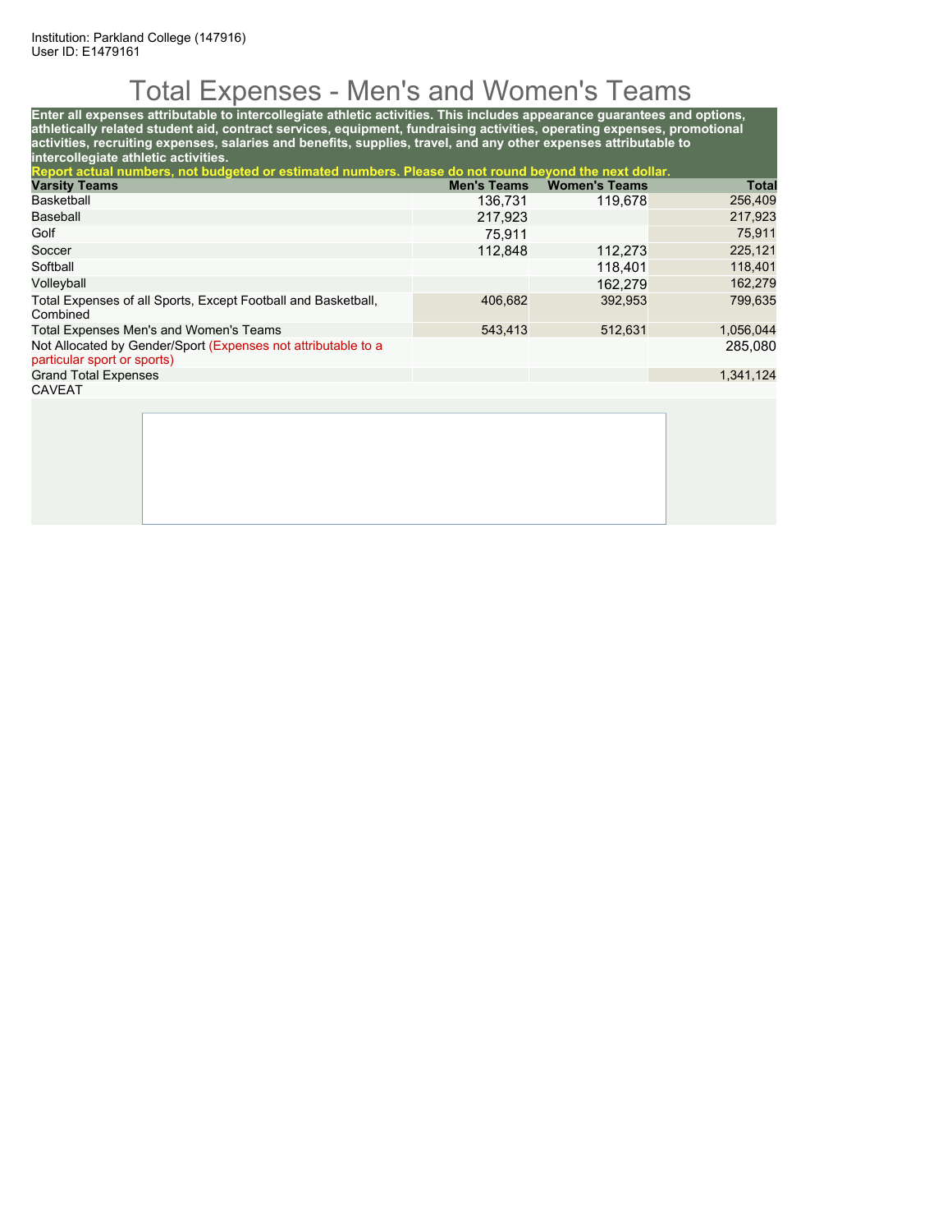Institution: Parkland College (147916)
User ID: E1479161

# Total Expenses - Men's and Women's Teams

**Enter all expenses attributable to intercollegiate athletic activities. This includes appearance guarantees and options, athletically related student aid, contract services, equipment, fundraising activities, operating expenses, promotional activities, recruiting expenses, salaries and benefits, supplies, travel, and any other expenses attributable to intercollegiate athletic activities.**

**Report actual numbers, not budgeted or estimated numbers. Please do not round beyond the next dollar.**

| Varsity Teams | Men's Teams | Women's Teams | Total |
|---|---|---|---|
| Basketball | 136,731 | 119,678 | 256,409 |
| Baseball | 217,923 | | 217,923 |
| Golf | 75,911 | | 75,911 |
| Soccer | 112,848 | 112,273 | 225,121 |
| Softball | | 118,401 | 118,401 |
| Volleyball | | 162,279 | 162,279 |
| Total Expenses of all Sports, Except Football and Basketball, Combined | 406,682 | 392,953 | 799,635 |
| Total Expenses Men's and Women's Teams | 543,413 | 512,631 | 1,056,044 |
| Not Allocated by Gender/Sport (Expenses not attributable to a particular sport or sports) | | | 285,080 |
| Grand Total Expenses | | | 1,341,124 |

CAVEAT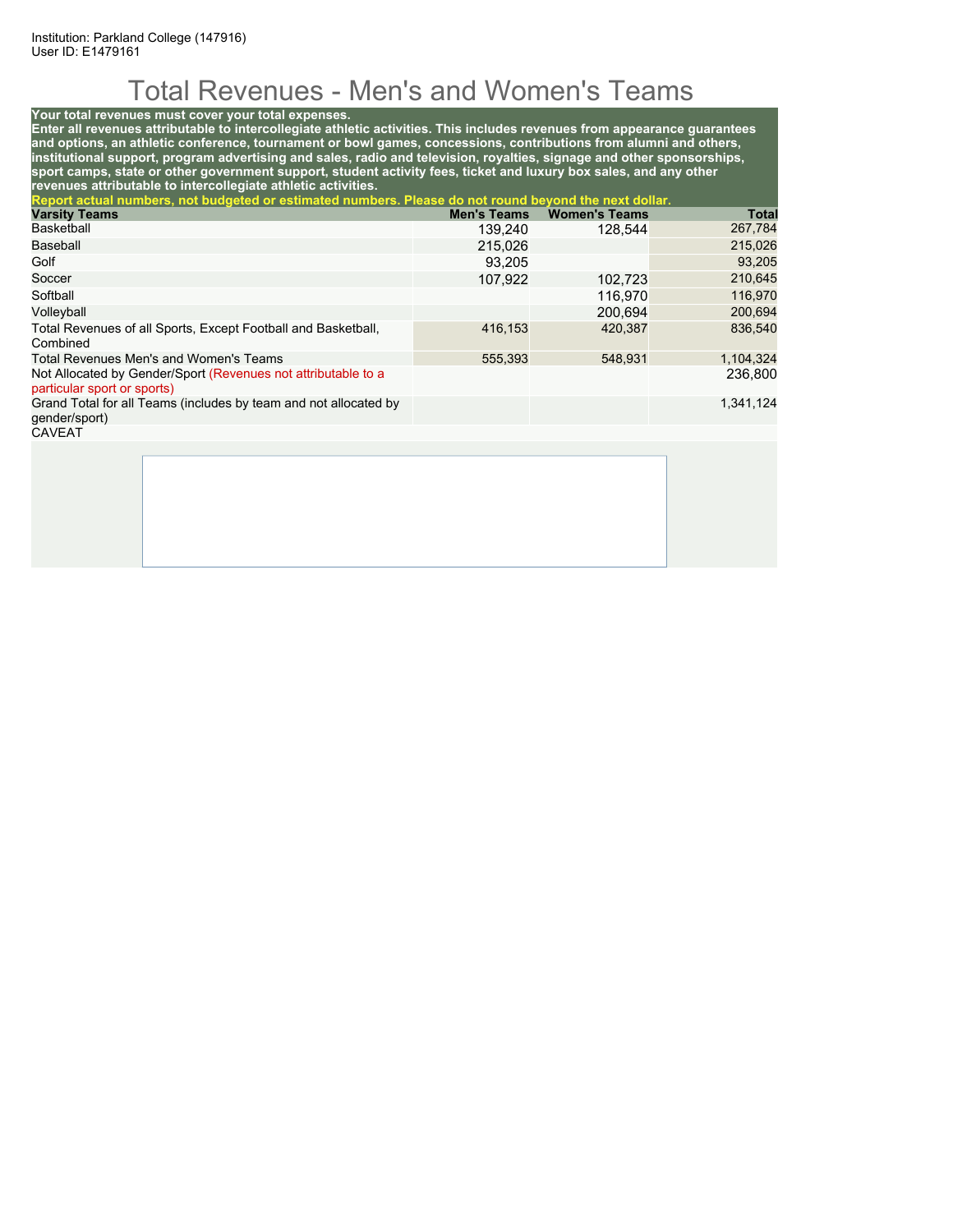Institution: Parkland College (147916)
User ID: E1479161

# Total Revenues - Men's and Women's Teams

**Your total revenues must cover your total expenses.**
**Enter all revenues attributable to intercollegiate athletic activities. This includes revenues from appearance guarantees and options, an athletic conference, tournament or bowl games, concessions, contributions from alumni and others, institutional support, program advertising and sales, radio and television, royalties, signage and other sponsorships, sport camps, state or other government support, student activity fees, ticket and luxury box sales, and any other revenues attributable to intercollegiate athletic activities.**
**Report actual numbers, not budgeted or estimated numbers. Please do not round beyond the next dollar.**

| Varsity Teams | Men's Teams | Women's Teams | Total |
|---|---|---|---|
| Basketball | 139,240 | 128,544 | 267,784 |
| Baseball | 215,026 | | 215,026 |
| Golf | 93,205 | | 93,205 |
| Soccer | 107,922 | 102,723 | 210,645 |
| Softball | | 116,970 | 116,970 |
| Volleyball | | 200,694 | 200,694 |
| Total Revenues of all Sports, Except Football and Basketball, Combined | 416,153 | 420,387 | 836,540 |
| Total Revenues Men's and Women's Teams | 555,393 | 548,931 | 1,104,324 |
| Not Allocated by Gender/Sport (Revenues not attributable to a particular sport or sports) | | | 236,800 |
| Grand Total for all Teams (includes by team and not allocated by gender/sport) | | | 1,341,124 |

CAVEAT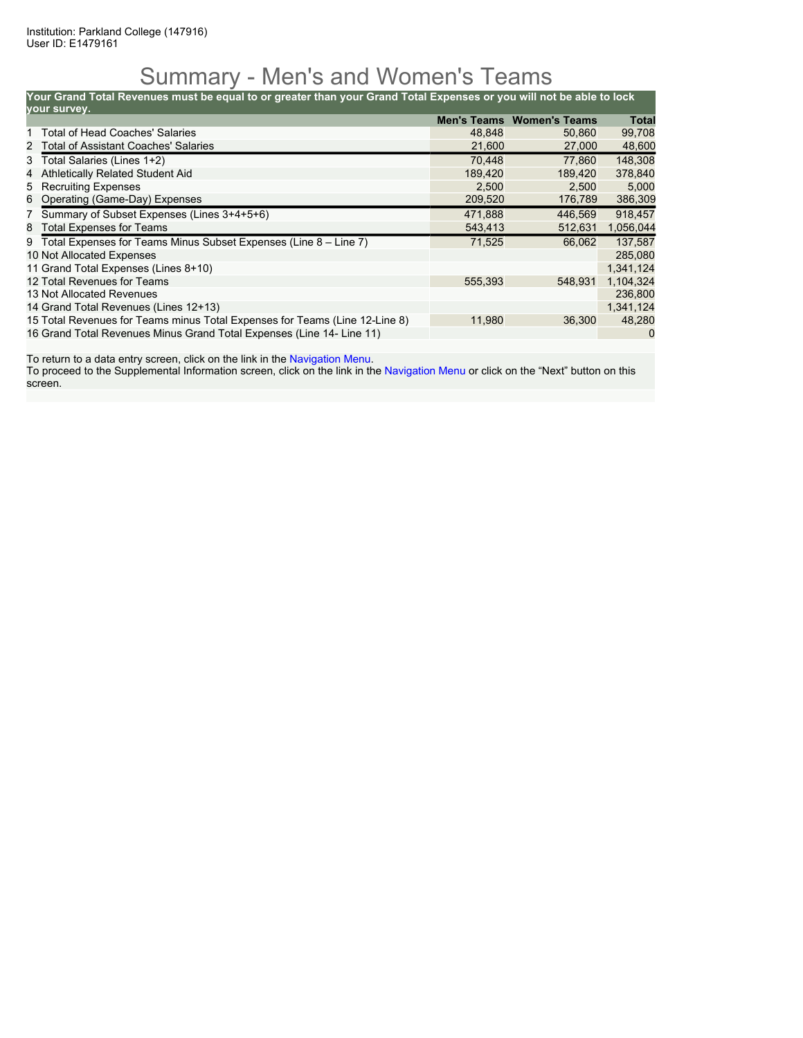Institution: Parkland College (147916)
User ID: E1479161

# Summary - Men's and Women's Teams

**Your Grand Total Revenues must be equal to or greater than your Grand Total Expenses or you will not be able to lock your survey.**

| | | Men's Teams | Women's Teams | Total |
|---|---|---|---|---|
| 1 | Total of Head Coaches' Salaries | 48,848 | 50,860 | 99,708 |
| 2 | Total of Assistant Coaches' Salaries | 21,600 | 27,000 | 48,600 |
| 3 | Total Salaries (Lines 1+2) | 70,448 | 77,860 | 148,308 |
| 4 | Athletically Related Student Aid | 189,420 | 189,420 | 378,840 |
| 5 | Recruiting Expenses | 2,500 | 2,500 | 5,000 |
| 6 | Operating (Game-Day) Expenses | 209,520 | 176,789 | 386,309 |
| 7 | Summary of Subset Expenses (Lines 3+4+5+6) | 471,888 | 446,569 | 918,457 |
| 8 | Total Expenses for Teams | 543,413 | 512,631 | 1,056,044 |
| 9 | Total Expenses for Teams Minus Subset Expenses (Line 8 – Line 7) | 71,525 | 66,062 | 137,587 |
| 10 | Not Allocated Expenses | | | 285,080 |
| 11 | Grand Total Expenses (Lines 8+10) | | | 1,341,124 |
| 12 | Total Revenues for Teams | 555,393 | 548,931 | 1,104,324 |
| 13 | Not Allocated Revenues | | | 236,800 |
| 14 | Grand Total Revenues (Lines 12+13) | | | 1,341,124 |
| 15 | Total Revenues for Teams minus Total Expenses for Teams (Line 12-Line 8) | 11,980 | 36,300 | 48,280 |
| 16 | Grand Total Revenues Minus Grand Total Expenses (Line 14- Line 11) | | | 0 |

To return to a data entry screen, click on the link in the Navigation Menu.
To proceed to the Supplemental Information screen, click on the link in the Navigation Menu or click on the "Next" button on this screen.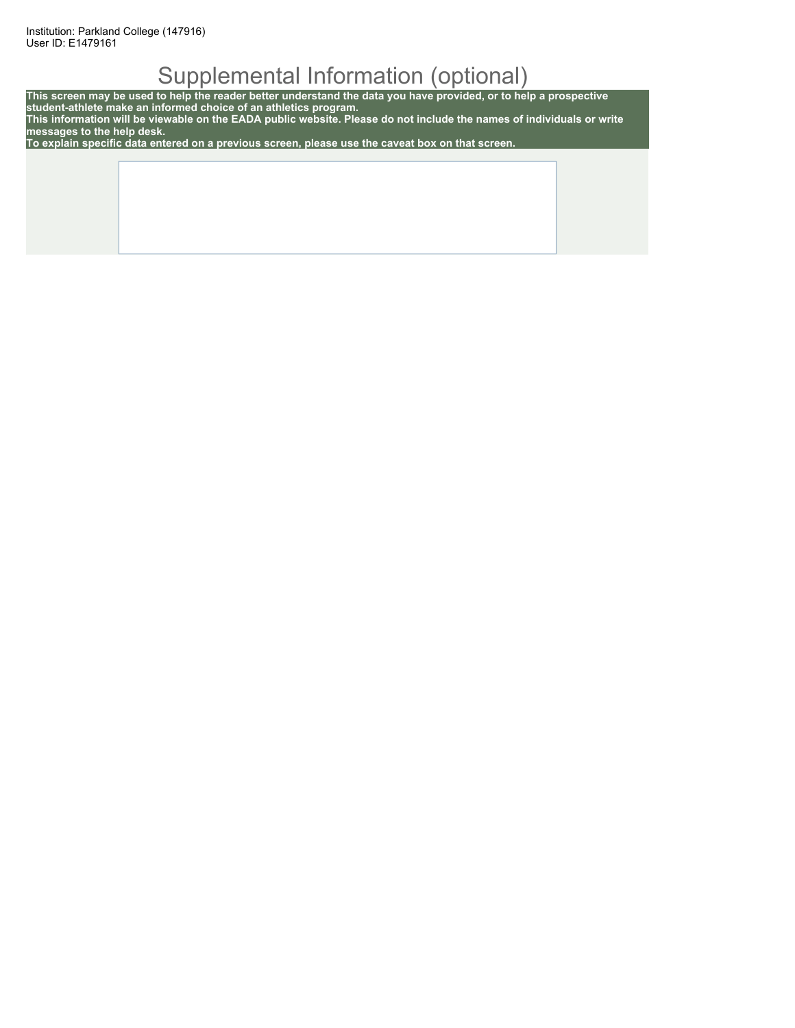Institution: Parkland College (147916)
User ID: E1479161

# Supplemental Information (optional)

**This screen may be used to help the reader better understand the data you have provided, or to help a prospective student-athlete make an informed choice of an athletics program.**
**This information will be viewable on the EADA public website. Please do not include the names of individuals or write messages to the help desk.**
**To explain specific data entered on a previous screen, please use the caveat box on that screen.**